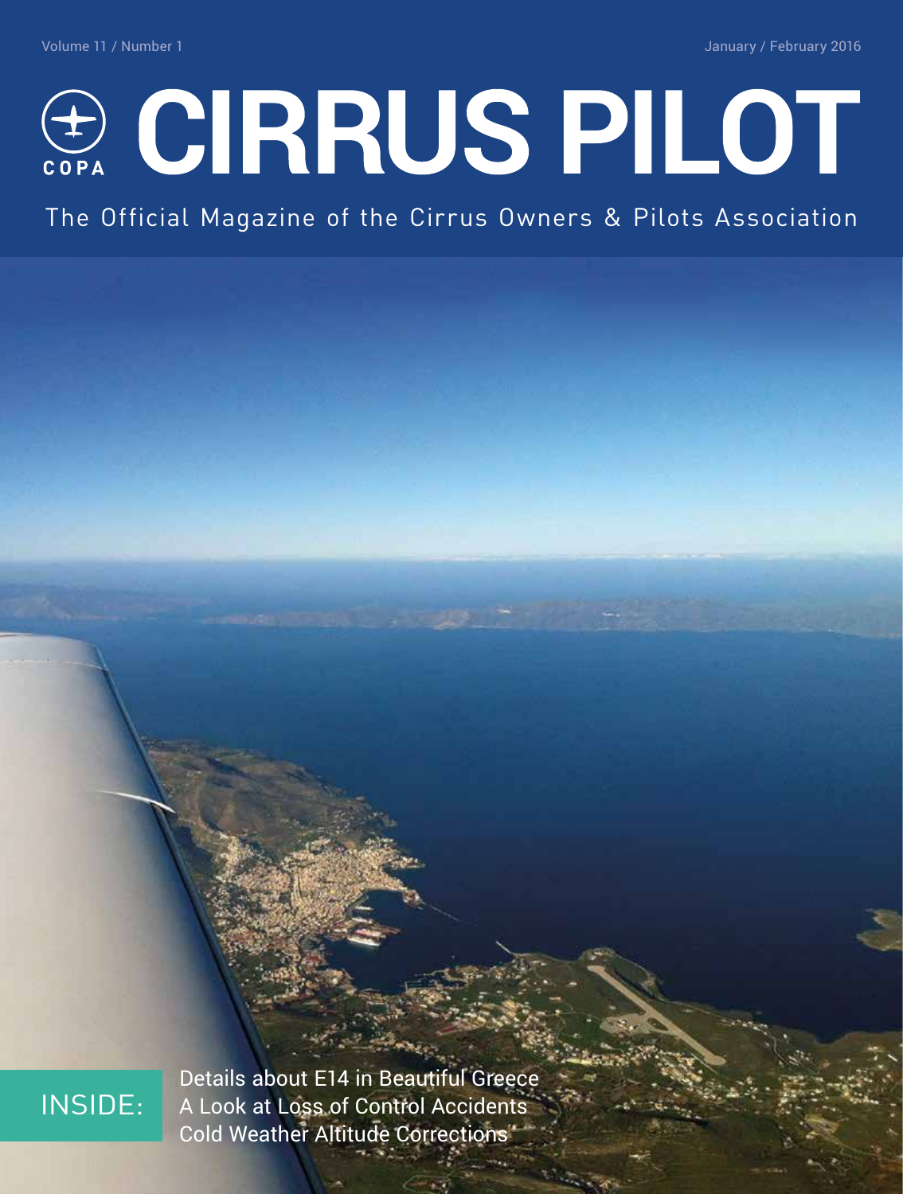Volume 11 / Number 1

January / February 2016

# CIRRUS PILOT

COPA

The Official Magazine of the Cirrus Owners & Pilots Association

INSIDE:

- Details about E14 in Beautiful Greece
- A Look at Loss of Control Accidents
- Cold Weather Altitude Corrections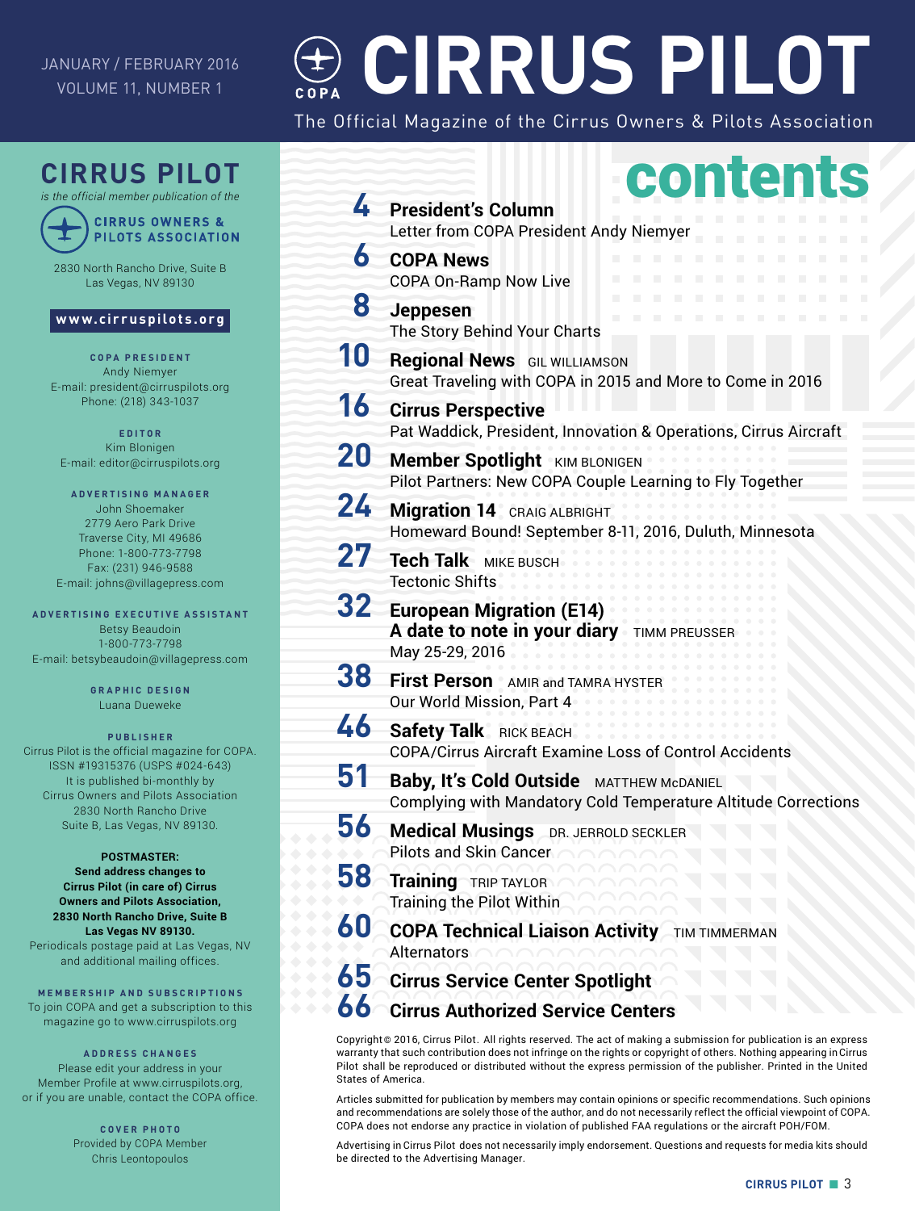# CIRRUS PILOT

JANUARY / FEBRUARY 2016
VOLUME 11, NUMBER 1

The Official Magazine of the Cirrus Owners & Pilots Association

## CIRRUS PILOT

*is the official member publication of the*

**CIRRUS OWNERS & PILOTS ASSOCIATION**

2830 North Rancho Drive, Suite B
Las Vegas, NV 89130

**www.cirruspilots.org**

**COPA PRESIDENT**
Andy Niemyer
E-mail: president@cirruspilots.org
Phone: (218) 343-1037

**EDITOR**
Kim Blonigen
E-mail: editor@cirruspilots.org

**ADVERTISING MANAGER**
John Shoemaker
2779 Aero Park Drive
Traverse City, MI 49686
Phone: 1-800-773-7798
Fax: (231) 946-9588
E-mail: johns@villagepress.com

**ADVERTISING EXECUTIVE ASSISTANT**
Betsy Beaudoin
1-800-773-7798
E-mail: betsybeaudoin@villagepress.com

**GRAPHIC DESIGN**
Luana Dueweke

**PUBLISHER**
Cirrus Pilot is the official magazine for COPA.
ISSN #19315376 (USPS #024-643)
It is published bi-monthly by
Cirrus Owners and Pilots Association
2830 North Rancho Drive
Suite B, Las Vegas, NV 89130.

**POSTMASTER:**
**Send address changes to Cirrus Pilot (in care of) Cirrus Owners and Pilots Association, 2830 North Rancho Drive, Suite B Las Vegas NV 89130.**
Periodicals postage paid at Las Vegas, NV and additional mailing offices.

**MEMBERSHIP AND SUBSCRIPTIONS**
To join COPA and get a subscription to this magazine go to www.cirruspilots.org

**ADDRESS CHANGES**
Please edit your address in your Member Profile at www.cirruspilots.org, or if you are unable, contact the COPA office.

**COVER PHOTO**
Provided by COPA Member
Chris Leontopoulos

## contents

**4 President's Column**
Letter from COPA President Andy Niemyer

**6 COPA News**
COPA On-Ramp Now Live

**8 Jeppesen**
The Story Behind Your Charts

**10 Regional News** GIL WILLIAMSON
Great Traveling with COPA in 2015 and More to Come in 2016

**16 Cirrus Perspective**
Pat Waddick, President, Innovation & Operations, Cirrus Aircraft

**20 Member Spotlight** KIM BLONIGEN
Pilot Partners: New COPA Couple Learning to Fly Together

**24 Migration 14** CRAIG ALBRIGHT
Homeward Bound! September 8-11, 2016, Duluth, Minnesota

**27 Tech Talk** MIKE BUSCH
Tectonic Shifts

**32 European Migration (E14)**
**A date to note in your diary** TIMM PREUSSER
May 25-29, 2016

**38 First Person** AMIR and TAMRA HYSTER
Our World Mission, Part 4

**46 Safety Talk** RICK BEACH
COPA/Cirrus Aircraft Examine Loss of Control Accidents

**51 Baby, It's Cold Outside** MATTHEW McDANIEL
Complying with Mandatory Cold Temperature Altitude Corrections

**56 Medical Musings** DR. JERROLD SECKLER
Pilots and Skin Cancer

**58 Training** TRIP TAYLOR
Training the Pilot Within

**60 COPA Technical Liaison Activity** TIM TIMMERMAN
Alternators

**65 Cirrus Service Center Spotlight**

**66 Cirrus Authorized Service Centers**

Copyright © 2016, Cirrus Pilot. All rights reserved. The act of making a submission for publication is an express warranty that such contribution does not infringe on the rights or copyright of others. Nothing appearing in Cirrus Pilot shall be reproduced or distributed without the express permission of the publisher. Printed in the United States of America.

Articles submitted for publication by members may contain opinions or specific recommendations. Such opinions and recommendations are solely those of the author, and do not necessarily reflect the official viewpoint of COPA. COPA does not endorse any practice in violation of published FAA regulations or the aircraft POH/FOM.

Advertising in Cirrus Pilot does not necessarily imply endorsement. Questions and requests for media kits should be directed to the Advertising Manager.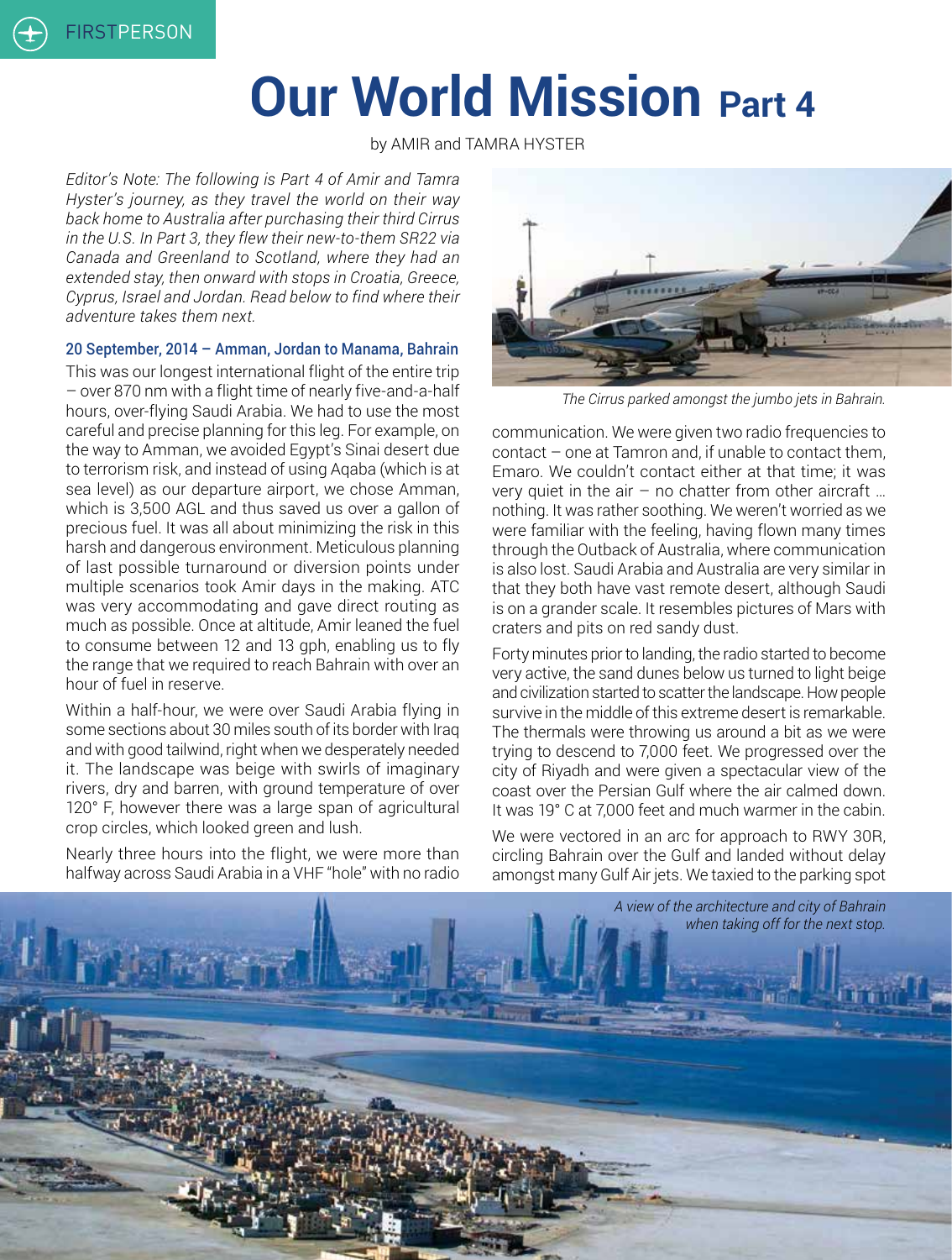# Our World Mission Part 4

by AMIR and TAMRA HYSTER

*Editor's Note: The following is Part 4 of Amir and Tamra Hyster's journey, as they travel the world on their way back home to Australia after purchasing their third Cirrus in the U.S. In Part 3, they flew their new-to-them SR22 via Canada and Greenland to Scotland, where they had an extended stay, then onward with stops in Croatia, Greece, Cyprus, Israel and Jordan. Read below to find where their adventure takes them next.*

### 20 September, 2014 – Amman, Jordan to Manama, Bahrain

This was our longest international flight of the entire trip – over 870 nm with a flight time of nearly five-and-a-half hours, over-flying Saudi Arabia. We had to use the most careful and precise planning for this leg. For example, on the way to Amman, we avoided Egypt's Sinai desert due to terrorism risk, and instead of using Aqaba (which is at sea level) as our departure airport, we chose Amman, which is 3,500 AGL and thus saved us over a gallon of precious fuel. It was all about minimizing the risk in this harsh and dangerous environment. Meticulous planning of last possible turnaround or diversion points under multiple scenarios took Amir days in the making. ATC was very accommodating and gave direct routing as much as possible. Once at altitude, Amir leaned the fuel to consume between 12 and 13 gph, enabling us to fly the range that we required to reach Bahrain with over an hour of fuel in reserve.

Within a half-hour, we were over Saudi Arabia flying in some sections about 30 miles south of its border with Iraq and with good tailwind, right when we desperately needed it. The landscape was beige with swirls of imaginary rivers, dry and barren, with ground temperature of over 120° F, however there was a large span of agricultural crop circles, which looked green and lush.

Nearly three hours into the flight, we were more than halfway across Saudi Arabia in a VHF "hole" with no radio communication. We were given two radio frequencies to contact – one at Tamron and, if unable to contact them, Emaro. We couldn't contact either at that time; it was very quiet in the air – no chatter from other aircraft … nothing. It was rather soothing. We weren't worried as we were familiar with the feeling, having flown many times through the Outback of Australia, where communication is also lost. Saudi Arabia and Australia are very similar in that they both have vast remote desert, although Saudi is on a grander scale. It resembles pictures of Mars with craters and pits on red sandy dust.

The Cirrus parked amongst the jumbo jets in Bahrain.

Forty minutes prior to landing, the radio started to become very active, the sand dunes below us turned to light beige and civilization started to scatter the landscape. How people survive in the middle of this extreme desert is remarkable. The thermals were throwing us around a bit as we were trying to descend to 7,000 feet. We progressed over the city of Riyadh and were given a spectacular view of the coast over the Persian Gulf where the air calmed down. It was 19° C at 7,000 feet and much warmer in the cabin.

We were vectored in an arc for approach to RWY 30R, circling Bahrain over the Gulf and landed without delay amongst many Gulf Air jets. We taxied to the parking spot

A view of the architecture and city of Bahrain when taking off for the next stop.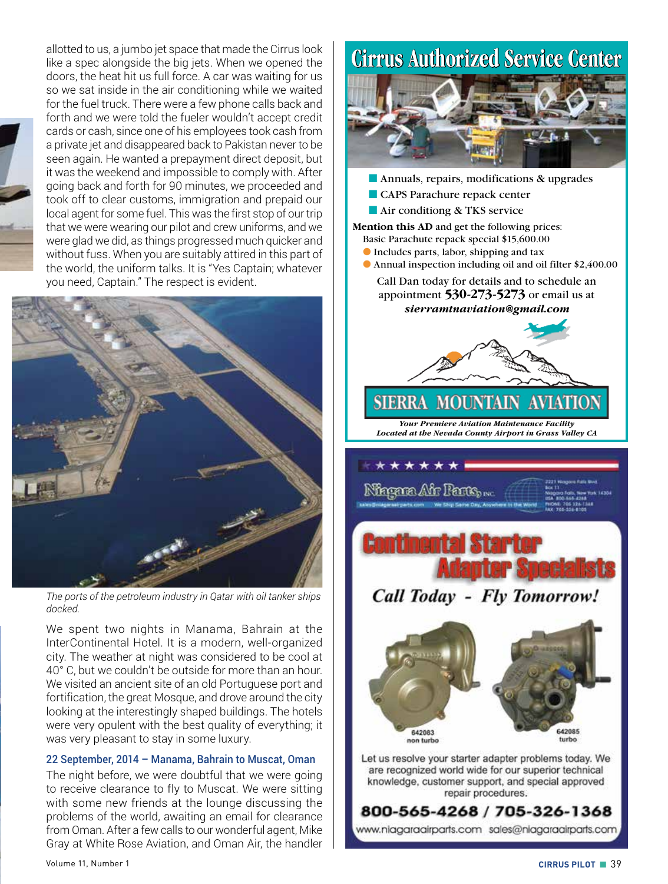allotted to us, a jumbo jet space that made the Cirrus look like a spec alongside the big jets. When we opened the doors, the heat hit us full force. A car was waiting for us so we sat inside in the air conditioning while we waited for the fuel truck. There were a few phone calls back and forth and we were told the fueler wouldn't accept credit cards or cash, since one of his employees took cash from a private jet and disappeared back to Pakistan never to be seen again. He wanted a prepayment direct deposit, but it was the weekend and impossible to comply with. After going back and forth for 90 minutes, we proceeded and took off to clear customs, immigration and prepaid our local agent for some fuel. This was the first stop of our trip that we were wearing our pilot and crew uniforms, and we were glad we did, as things progressed much quicker and without fuss. When you are suitably attired in this part of the world, the uniform talks. It is "Yes Captain; whatever you need, Captain." The respect is evident.

*The ports of the petroleum industry in Qatar with oil tanker ships docked.*

We spent two nights in Manama, Bahrain at the InterContinental Hotel. It is a modern, well-organized city. The weather at night was considered to be cool at 40° C, but we couldn't be outside for more than an hour. We visited an ancient site of an old Portuguese port and fortification, the great Mosque, and drove around the city looking at the interestingly shaped buildings. The hotels were very opulent with the best quality of everything; it was very pleasant to stay in some luxury.

### 22 September, 2014 – Manama, Bahrain to Muscat, Oman

The night before, we were doubtful that we were going to receive clearance to fly to Muscat. We were sitting with some new friends at the lounge discussing the problems of the world, awaiting an email for clearance from Oman. After a few calls to our wonderful agent, Mike Gray at White Rose Aviation, and Oman Air, the handler

## Cirrus Authorized Service Center

- Annuals, repairs, modifications & upgrades
- CAPS Parachure repack center
- Air conditiong & TKS service

**Mention this AD** and get the following prices:
Basic Parachute repack special $15,600.00

- Includes parts, labor, shipping and tax
- Annual inspection including oil and oil filter $2,400.00

Call Dan today for details and to schedule an appointment **530-273-5273** or email us at ***sierramtnaviation@gmail.com***

**SIERRA MOUNTAIN AVIATION**

***Your Premiere Aviation Maintenance Facility***
***Located at the Nevada County Airport in Grass Valley CA***

Niagara Air Parts, INC.
2221 Niagara Falls Blvd
Box 11
Niagara Falls, New York 14304
USA 800-565-4268
PHONE 705-326-1368
FAX 705-326-8105
sales@niagaraairparts.com   We Ship Same Day, Anywhere in the World

## Continental Starter Adapter Specialists

**Call Today - Fly Tomorrow!**

642083 non turbo
642085 turbo

Let us resolve your starter adapter problems today. We are recognized world wide for our superior technical knowledge, customer support, and special approved repair procedures.

**800-565-4268 / 705-326-1368**

www.niagaraairparts.com   sales@niagaraairparts.com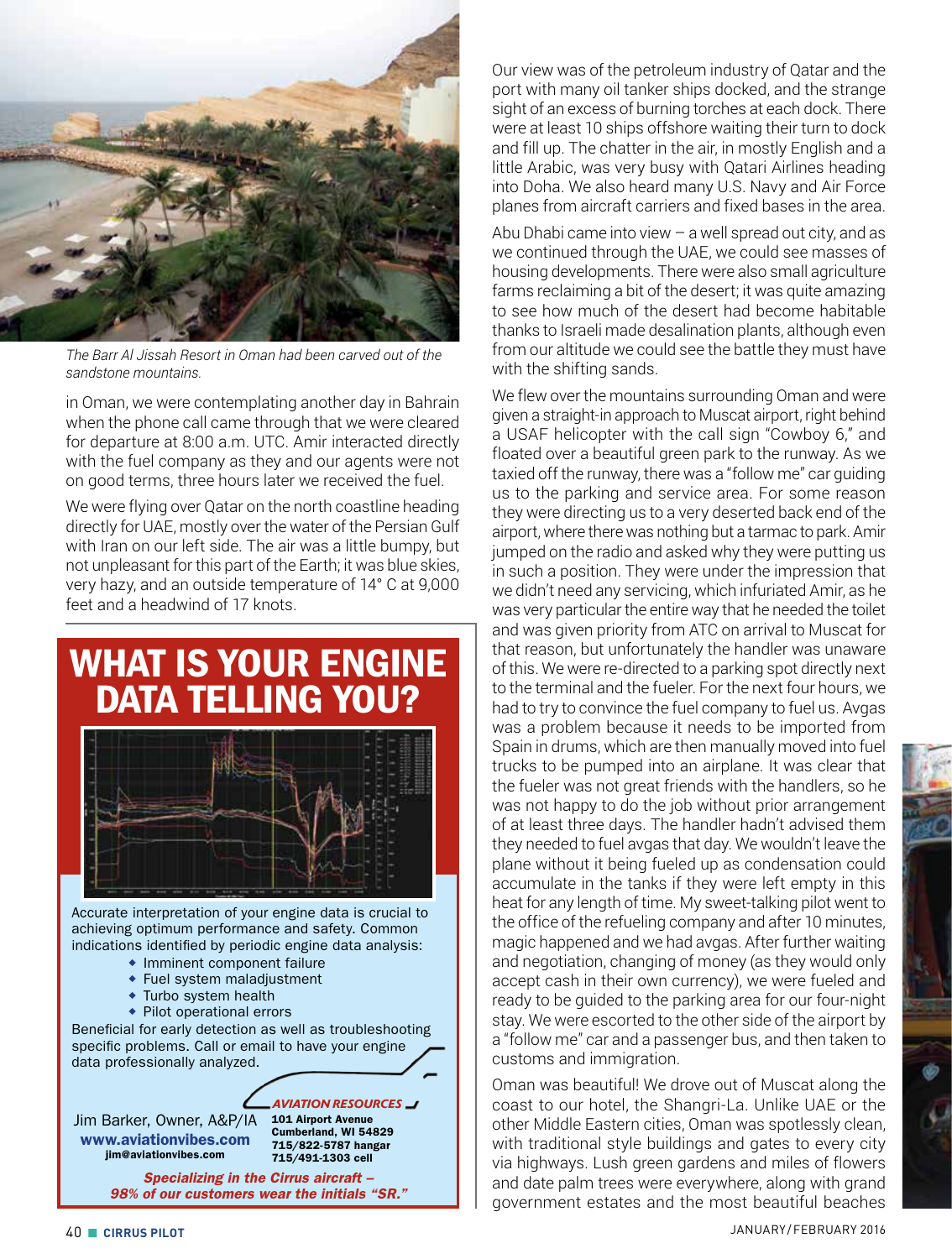The Barr Al Jissah Resort in Oman had been carved out of the sandstone mountains.

in Oman, we were contemplating another day in Bahrain when the phone call came through that we were cleared for departure at 8:00 a.m. UTC. Amir interacted directly with the fuel company as they and our agents were not on good terms, three hours later we received the fuel.

We were flying over Qatar on the north coastline heading directly for UAE, mostly over the water of the Persian Gulf with Iran on our left side. The air was a little bumpy, but not unpleasant for this part of the Earth; it was blue skies, very hazy, and an outside temperature of 14° C at 9,000 feet and a headwind of 17 knots.

# WHAT IS YOUR ENGINE DATA TELLING YOU?

Accurate interpretation of your engine data is crucial to achieving optimum performance and safety. Common indications identified by periodic engine data analysis:

- Imminent component failure
- Fuel system maladjustment
- Turbo system health
- Pilot operational errors

Beneficial for early detection as well as troubleshooting specific problems. Call or email to have your engine data professionally analyzed.

**AVIATION RESOURCES**

Jim Barker, Owner, A&P/IA
**www.aviationvibes.com**
jim@aviationvibes.com

101 Airport Avenue
Cumberland, WI 54829
715/822-5787 hangar
715/491-1303 cell

*Specializing in the Cirrus aircraft – 98% of our customers wear the initials "SR."*

Our view was of the petroleum industry of Qatar and the port with many oil tanker ships docked, and the strange sight of an excess of burning torches at each dock. There were at least 10 ships offshore waiting their turn to dock and fill up. The chatter in the air, in mostly English and a little Arabic, was very busy with Qatari Airlines heading into Doha. We also heard many U.S. Navy and Air Force planes from aircraft carriers and fixed bases in the area.

Abu Dhabi came into view – a well spread out city, and as we continued through the UAE, we could see masses of housing developments. There were also small agriculture farms reclaiming a bit of the desert; it was quite amazing to see how much of the desert had become habitable thanks to Israeli made desalination plants, although even from our altitude we could see the battle they must have with the shifting sands.

We flew over the mountains surrounding Oman and were given a straight-in approach to Muscat airport, right behind a USAF helicopter with the call sign "Cowboy 6," and floated over a beautiful green park to the runway. As we taxied off the runway, there was a "follow me" car guiding us to the parking and service area. For some reason they were directing us to a very deserted back end of the airport, where there was nothing but a tarmac to park. Amir jumped on the radio and asked why they were putting us in such a position. They were under the impression that we didn't need any servicing, which infuriated Amir, as he was very particular the entire way that he needed the toilet and was given priority from ATC on arrival to Muscat for that reason, but unfortunately the handler was unaware of this. We were re-directed to a parking spot directly next to the terminal and the fueler. For the next four hours, we had to try to convince the fuel company to fuel us. Avgas was a problem because it needs to be imported from Spain in drums, which are then manually moved into fuel trucks to be pumped into an airplane. It was clear that the fueler was not great friends with the handlers, so he was not happy to do the job without prior arrangement of at least three days. The handler hadn't advised them they needed to fuel avgas that day. We wouldn't leave the plane without it being fueled up as condensation could accumulate in the tanks if they were left empty in this heat for any length of time. My sweet-talking pilot went to the office of the refueling company and after 10 minutes, magic happened and we had avgas. After further waiting and negotiation, changing of money (as they would only accept cash in their own currency), we were fueled and ready to be guided to the parking area for our four-night stay. We were escorted to the other side of the airport by a "follow me" car and a passenger bus, and then taken to customs and immigration.

Oman was beautiful! We drove out of Muscat along the coast to our hotel, the Shangri-La. Unlike UAE or the other Middle Eastern cities, Oman was spotlessly clean, with traditional style buildings and gates to every city via highways. Lush green gardens and miles of flowers and date palm trees were everywhere, along with grand government estates and the most beautiful beaches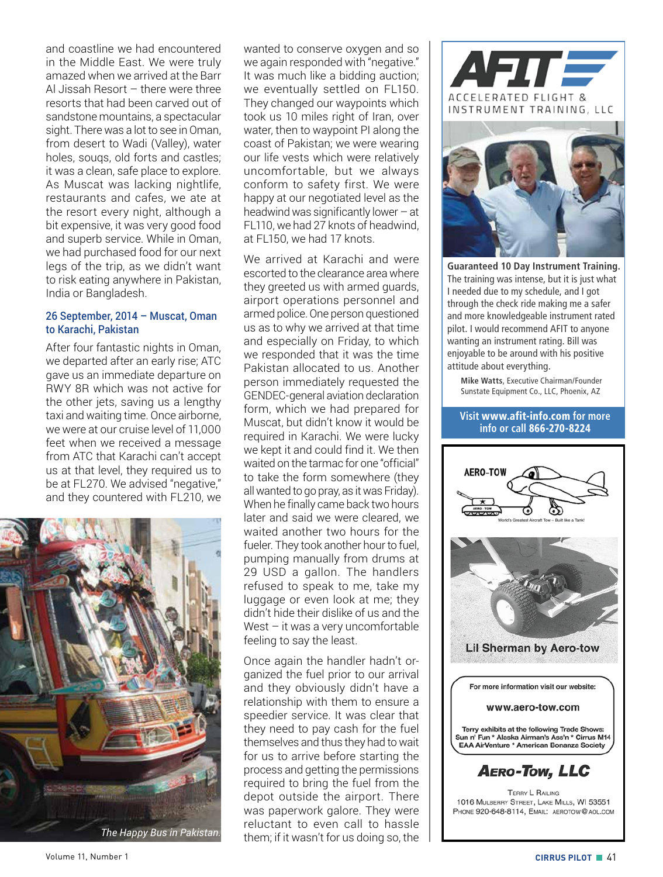and coastline we had encountered in the Middle East. We were truly amazed when we arrived at the Barr Al Jissah Resort – there were three resorts that had been carved out of sandstone mountains, a spectacular sight. There was a lot to see in Oman, from desert to Wadi (Valley), water holes, souqs, old forts and castles; it was a clean, safe place to explore. As Muscat was lacking nightlife, restaurants and cafes, we ate at the resort every night, although a bit expensive, it was very good food and superb service. While in Oman, we had purchased food for our next legs of the trip, as we didn't want to risk eating anywhere in Pakistan, India or Bangladesh.

### 26 September, 2014 – Muscat, Oman to Karachi, Pakistan

After four fantastic nights in Oman, we departed after an early rise; ATC gave us an immediate departure on RWY 8R which was not active for the other jets, saving us a lengthy taxi and waiting time. Once airborne, we were at our cruise level of 11,000 feet when we received a message from ATC that Karachi can't accept us at that level, they required us to be at FL270. We advised "negative," and they countered with FL210, we wanted to conserve oxygen and so we again responded with "negative." It was much like a bidding auction; we eventually settled on FL150. They changed our waypoints which took us 10 miles right of Iran, over water, then to waypoint PI along the coast of Pakistan; we were wearing our life vests which were relatively uncomfortable, but we always conform to safety first. We were happy at our negotiated level as the headwind was significantly lower – at FL110, we had 27 knots of headwind, at FL150, we had 17 knots.

We arrived at Karachi and were escorted to the clearance area where they greeted us with armed guards, airport operations personnel and armed police. One person questioned us as to why we arrived at that time and especially on Friday, to which we responded that it was the time Pakistan allocated to us. Another person immediately requested the GENDEC-general aviation declaration form, which we had prepared for Muscat, but didn't know it would be required in Karachi. We were lucky we kept it and could find it. We then waited on the tarmac for one "official" to take the form somewhere (they all wanted to go pray, as it was Friday). When he finally came back two hours later and said we were cleared, we waited another two hours for the fueler. They took another hour to fuel, pumping manually from drums at 29 USD a gallon. The handlers refused to speak to me, take my luggage or even look at me; they didn't hide their dislike of us and the West – it was a very uncomfortable feeling to say the least.

Once again the handler hadn't organized the fuel prior to our arrival and they obviously didn't have a relationship with them to ensure a speedier service. It was clear that they need to pay cash for the fuel themselves and thus they had to wait for us to arrive before starting the process and getting the permissions required to bring the fuel from the depot outside the airport. There was paperwork galore. They were reluctant to even call to hassle them; if it wasn't for us doing so, the

*The Happy Bus in Pakistan.*

---

**AFIT**
ACCELERATED FLIGHT & INSTRUMENT TRAINING, LLC

**Guaranteed 10 Day Instrument Training.** The training was intense, but it is just what I needed due to my schedule, and I got through the check ride making me a safer and more knowledgeable instrument rated pilot. I would recommend AFIT to anyone wanting an instrument rating. Bill was enjoyable to be around with his positive attitude about everything.

**Mike Watts**, Executive Chairman/Founder
Sunstate Equipment Co., LLC, Phoenix, AZ

Visit **www.afit-info.com** for more info or call **866-270-8224**

---

**AERO-TOW**
World's Greatest Aircraft Tow – Built like a Tank!

**Lil Sherman by Aero-tow**

For more information visit our website:
**www.aero-tow.com**

Terry exhibits at the following Trade Shows:
Sun n' Fun * Alaska Airman's Ass'n * Cirrus M14
EAA AirVenture * American Bonanza Society

**AERO-TOW, LLC**
TERRY L RAILING
1016 MULBERRY STREET, LAKE MILLS, WI 53551
PHONE 920-648-8114, EMAIL: AEROTOW@AOL.COM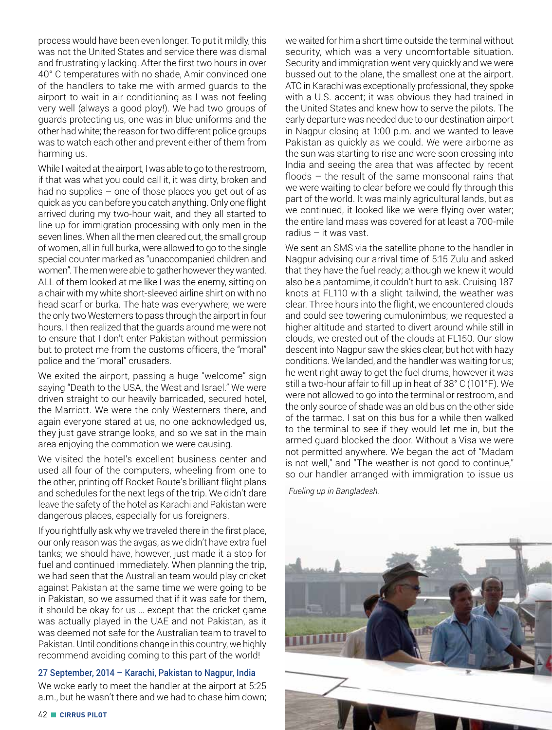process would have been even longer. To put it mildly, this was not the United States and service there was dismal and frustratingly lacking. After the first two hours in over 40° C temperatures with no shade, Amir convinced one of the handlers to take me with armed guards to the airport to wait in air conditioning as I was not feeling very well (always a good ploy!). We had two groups of guards protecting us, one was in blue uniforms and the other had white; the reason for two different police groups was to watch each other and prevent either of them from harming us.

While I waited at the airport, I was able to go to the restroom, if that was what you could call it, it was dirty, broken and had no supplies – one of those places you get out of as quick as you can before you catch anything. Only one flight arrived during my two-hour wait, and they all started to line up for immigration processing with only men in the seven lines. When all the men cleared out, the small group of women, all in full burka, were allowed to go to the single special counter marked as "unaccompanied children and women". The men were able to gather however they wanted. ALL of them looked at me like I was the enemy, sitting on a chair with my white short-sleeved airline shirt on with no head scarf or burka. The hate was everywhere; we were the only two Westerners to pass through the airport in four hours. I then realized that the guards around me were not to ensure that I don't enter Pakistan without permission but to protect me from the customs officers, the "moral" police and the "moral" crusaders.

We exited the airport, passing a huge "welcome" sign saying "Death to the USA, the West and Israel." We were driven straight to our heavily barricaded, secured hotel, the Marriott. We were the only Westerners there, and again everyone stared at us, no one acknowledged us, they just gave strange looks, and so we sat in the main area enjoying the commotion we were causing.

We visited the hotel's excellent business center and used all four of the computers, wheeling from one to the other, printing off Rocket Route's brilliant flight plans and schedules for the next legs of the trip. We didn't dare leave the safety of the hotel as Karachi and Pakistan were dangerous places, especially for us foreigners.

If you rightfully ask why we traveled there in the first place, our only reason was the avgas, as we didn't have extra fuel tanks; we should have, however, just made it a stop for fuel and continued immediately. When planning the trip, we had seen that the Australian team would play cricket against Pakistan at the same time we were going to be in Pakistan, so we assumed that if it was safe for them, it should be okay for us … except that the cricket game was actually played in the UAE and not Pakistan, as it was deemed not safe for the Australian team to travel to Pakistan. Until conditions change in this country, we highly recommend avoiding coming to this part of the world!

### 27 September, 2014 – Karachi, Pakistan to Nagpur, India

We woke early to meet the handler at the airport at 5:25 a.m., but he wasn't there and we had to chase him down; we waited for him a short time outside the terminal without security, which was a very uncomfortable situation. Security and immigration went very quickly and we were bussed out to the plane, the smallest one at the airport. ATC in Karachi was exceptionally professional, they spoke with a U.S. accent; it was obvious they had trained in the United States and knew how to serve the pilots. The early departure was needed due to our destination airport in Nagpur closing at 1:00 p.m. and we wanted to leave Pakistan as quickly as we could. We were airborne as the sun was starting to rise and were soon crossing into India and seeing the area that was affected by recent floods – the result of the same monsoonal rains that we were waiting to clear before we could fly through this part of the world. It was mainly agricultural lands, but as we continued, it looked like we were flying over water; the entire land mass was covered for at least a 700-mile radius – it was vast.

We sent an SMS via the satellite phone to the handler in Nagpur advising our arrival time of 5:15 Zulu and asked that they have the fuel ready; although we knew it would also be a pantomime, it couldn't hurt to ask. Cruising 187 knots at FL110 with a slight tailwind, the weather was clear. Three hours into the flight, we encountered clouds and could see towering cumulonimbus; we requested a higher altitude and started to divert around while still in clouds, we crested out of the clouds at FL150. Our slow descent into Nagpur saw the skies clear, but hot with hazy conditions. We landed, and the handler was waiting for us; he went right away to get the fuel drums, however it was still a two-hour affair to fill up in heat of 38° C (101°F). We were not allowed to go into the terminal or restroom, and the only source of shade was an old bus on the other side of the tarmac. I sat on this bus for a while then walked to the terminal to see if they would let me in, but the armed guard blocked the door. Without a Visa we were not permitted anywhere. We began the act of "Madam is not well," and "The weather is not good to continue," so our handler arranged with immigration to issue us

*Fueling up in Bangladesh.*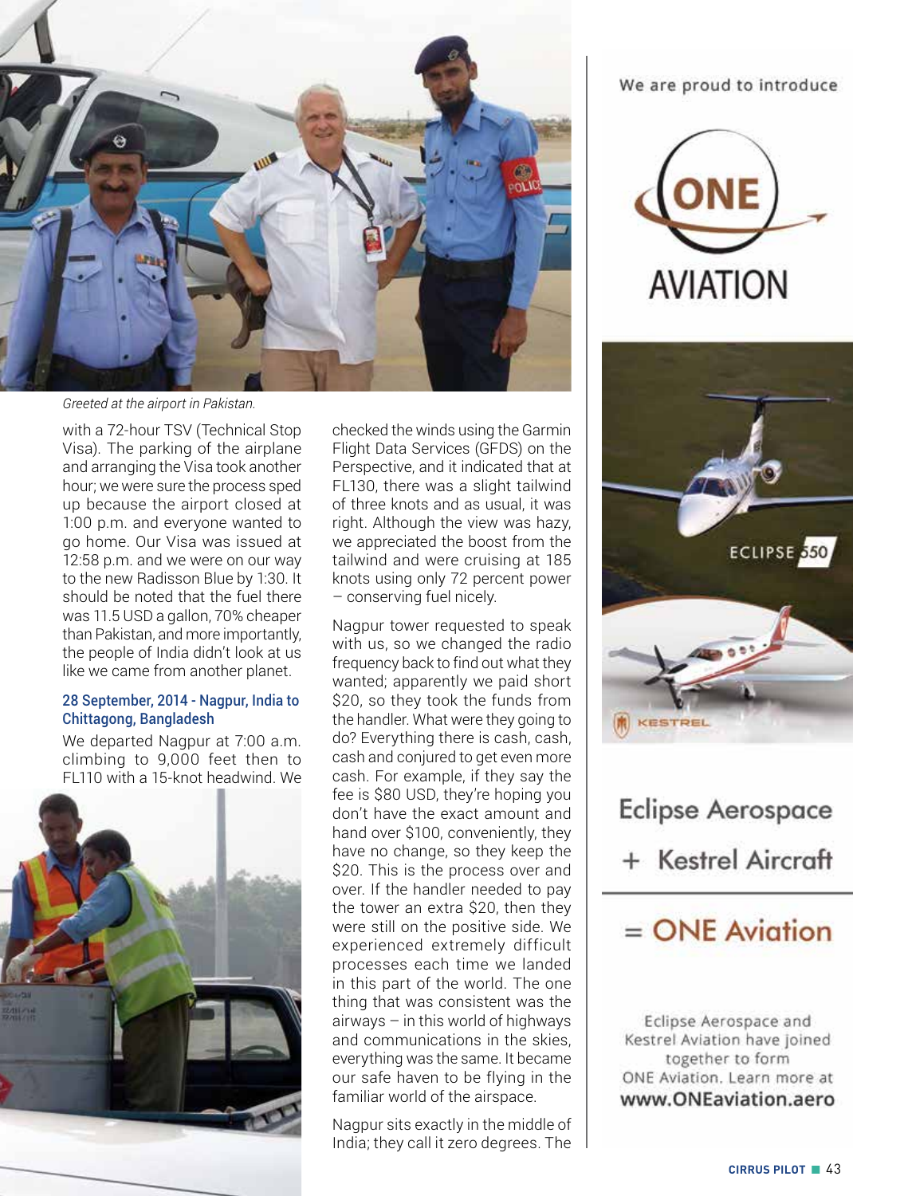*Greeted at the airport in Pakistan.*

with a 72-hour TSV (Technical Stop Visa). The parking of the airplane and arranging the Visa took another hour; we were sure the process sped up because the airport closed at 1:00 p.m. and everyone wanted to go home. Our Visa was issued at 12:58 p.m. and we were on our way to the new Radisson Blue by 1:30. It should be noted that the fuel there was 11.5 USD a gallon, 70% cheaper than Pakistan, and more importantly, the people of India didn't look at us like we came from another planet.

### 28 September, 2014 - Nagpur, India to Chittagong, Bangladesh

We departed Nagpur at 7:00 a.m. climbing to 9,000 feet then to FL110 with a 15-knot headwind. We checked the winds using the Garmin Flight Data Services (GFDS) on the Perspective, and it indicated that at FL130, there was a slight tailwind of three knots and as usual, it was right. Although the view was hazy, we appreciated the boost from the tailwind and were cruising at 185 knots using only 72 percent power – conserving fuel nicely.

Nagpur tower requested to speak with us, so we changed the radio frequency back to find out what they wanted; apparently we paid short $20, so they took the funds from the handler. What were they going to do? Everything there is cash, cash, cash and conjured to get even more cash. For example, if they say the fee is $80 USD, they're hoping you don't have the exact amount and hand over $100, conveniently, they have no change, so they keep the $20. This is the process over and over. If the handler needed to pay the tower an extra $20, then they were still on the positive side. We experienced extremely difficult processes each time we landed in this part of the world. The one thing that was consistent was the airways – in this world of highways and communications in the skies, everything was the same. It became our safe haven to be flying in the familiar world of the airspace.

Nagpur sits exactly in the middle of India; they call it zero degrees. The

We are proud to introduce

ONE AVIATION

ECLIPSE 550

KESTREL

Eclipse Aerospace + Kestrel Aircraft = ONE Aviation

Eclipse Aerospace and Kestrel Aviation have joined together to form ONE Aviation. Learn more at **www.ONEaviation.aero**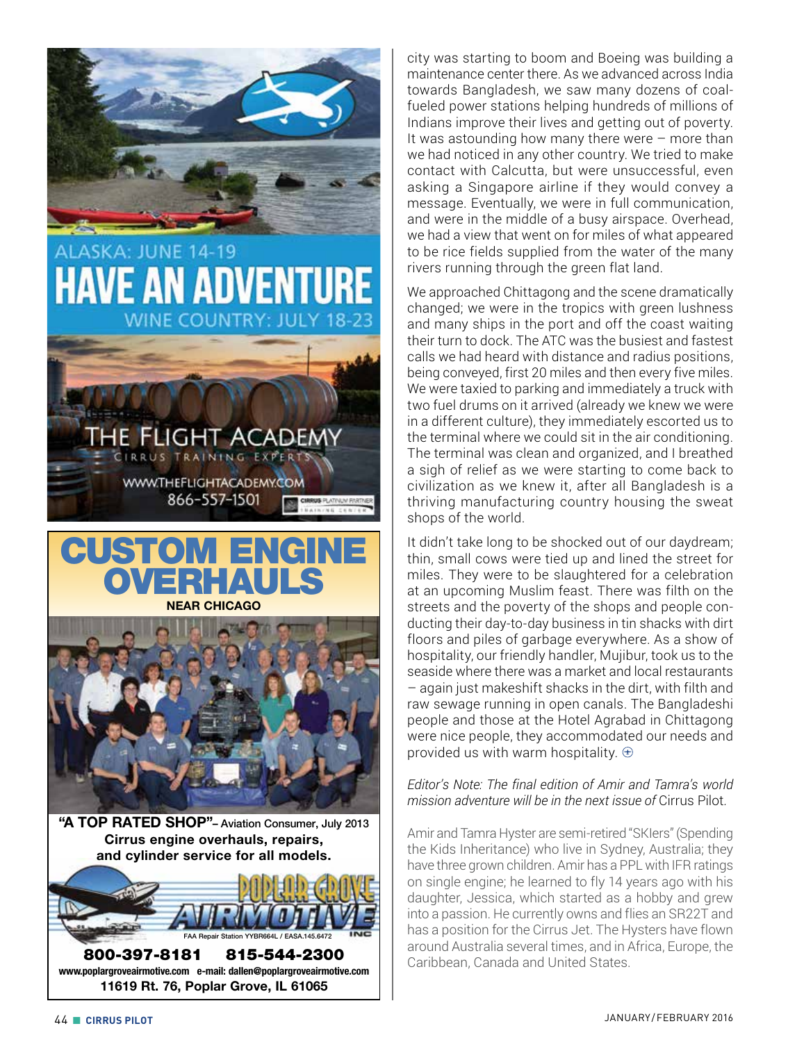ALASKA: JUNE 14-19

# HAVE AN ADVENTURE

WINE COUNTRY: JULY 18-23

THE FLIGHT ACADEMY

CIRRUS TRAINING EXPERTS

WWW.THEFLIGHTACADEMY.COM

866-557-1501

CIRRUS PLATINUM PARTNER TRAINING CENTER

# CUSTOM ENGINE OVERHAULS

**NEAR CHICAGO**

**"A TOP RATED SHOP"**– Aviation Consumer, July 2013

**Cirrus engine overhauls, repairs, and cylinder service for all models.**

POPLAR GROVE AIRMOTIVE INC

FAA Repair Station YYBR664L / EASA.145.6472

**800-397-8181 815-544-2300**

**www.poplargroveairmotive.com e-mail: dallen@poplargroveairmotive.com**

**11619 Rt. 76, Poplar Grove, IL 61065**

city was starting to boom and Boeing was building a maintenance center there. As we advanced across India towards Bangladesh, we saw many dozens of coal-fueled power stations helping hundreds of millions of Indians improve their lives and getting out of poverty. It was astounding how many there were – more than we had noticed in any other country. We tried to make contact with Calcutta, but were unsuccessful, even asking a Singapore airline if they would convey a message. Eventually, we were in full communication, and were in the middle of a busy airspace. Overhead, we had a view that went on for miles of what appeared to be rice fields supplied from the water of the many rivers running through the green flat land.

We approached Chittagong and the scene dramatically changed; we were in the tropics with green lushness and many ships in the port and off the coast waiting their turn to dock. The ATC was the busiest and fastest calls we had heard with distance and radius positions, being conveyed, first 20 miles and then every five miles. We were taxied to parking and immediately a truck with two fuel drums on it arrived (already we knew we were in a different culture), they immediately escorted us to the terminal where we could sit in the air conditioning. The terminal was clean and organized, and I breathed a sigh of relief as we were starting to come back to civilization as we knew it, after all Bangladesh is a thriving manufacturing country housing the sweat shops of the world.

It didn't take long to be shocked out of our daydream; thin, small cows were tied up and lined the street for miles. They were to be slaughtered for a celebration at an upcoming Muslim feast. There was filth on the streets and the poverty of the shops and people conducting their day-to-day business in tin shacks with dirt floors and piles of garbage everywhere. As a show of hospitality, our friendly handler, Mujibur, took us to the seaside where there was a market and local restaurants – again just makeshift shacks in the dirt, with filth and raw sewage running in open canals. The Bangladeshi people and those at the Hotel Agrabad in Chittagong were nice people, they accommodated our needs and provided us with warm hospitality. ⊕

*Editor's Note: The final edition of Amir and Tamra's world mission adventure will be in the next issue of* Cirrus Pilot.

Amir and Tamra Hyster are semi-retired "SKIers" (Spending the Kids Inheritance) who live in Sydney, Australia; they have three grown children. Amir has a PPL with IFR ratings on single engine; he learned to fly 14 years ago with his daughter, Jessica, which started as a hobby and grew into a passion. He currently owns and flies an SR22T and has a position for the Cirrus Jet. The Hysters have flown around Australia several times, and in Africa, Europe, the Caribbean, Canada and United States.